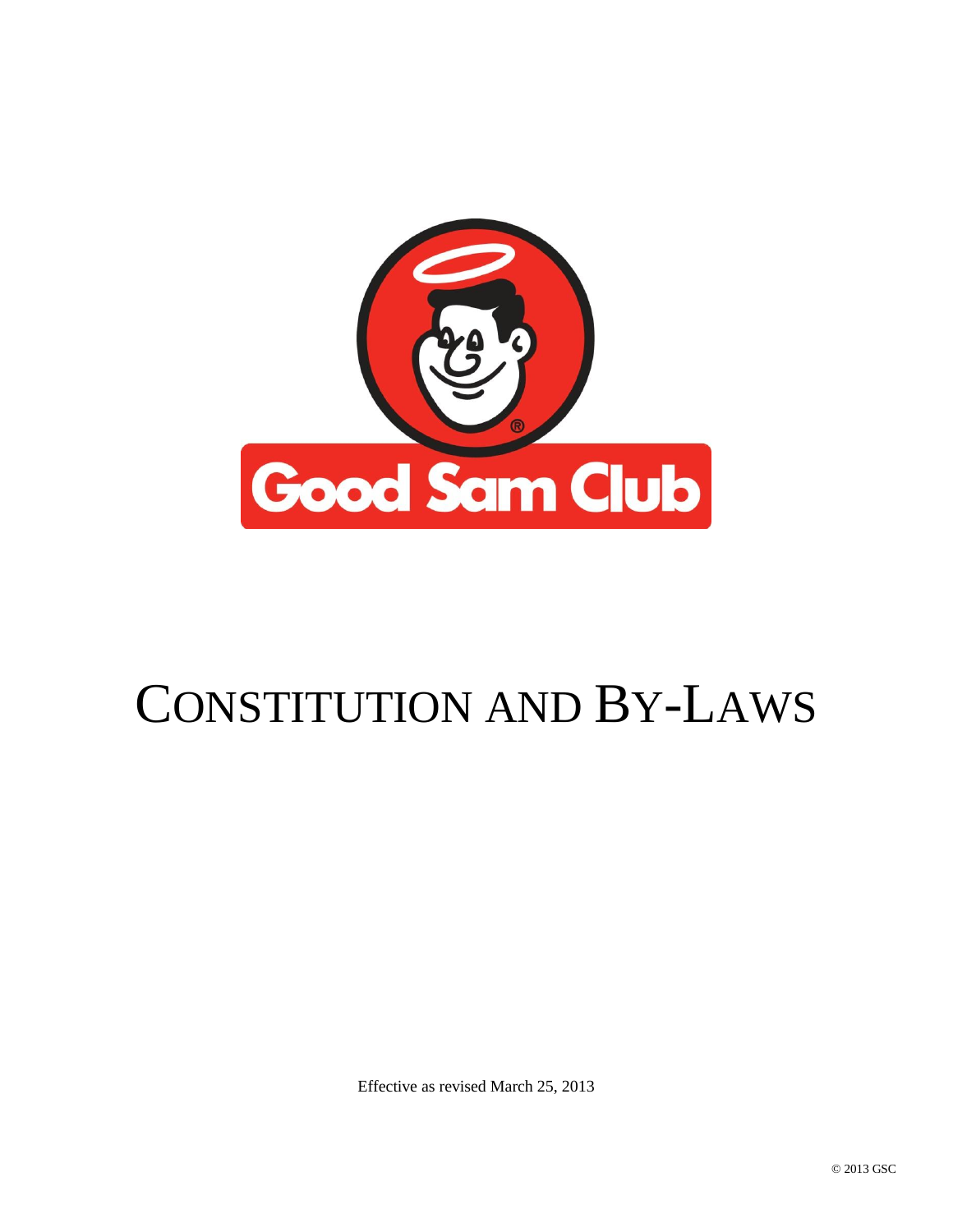Good Sam Club

# CONSTITUTION AND BY-LAWS

Effective as revised March 25, 2013

© 2013 GSC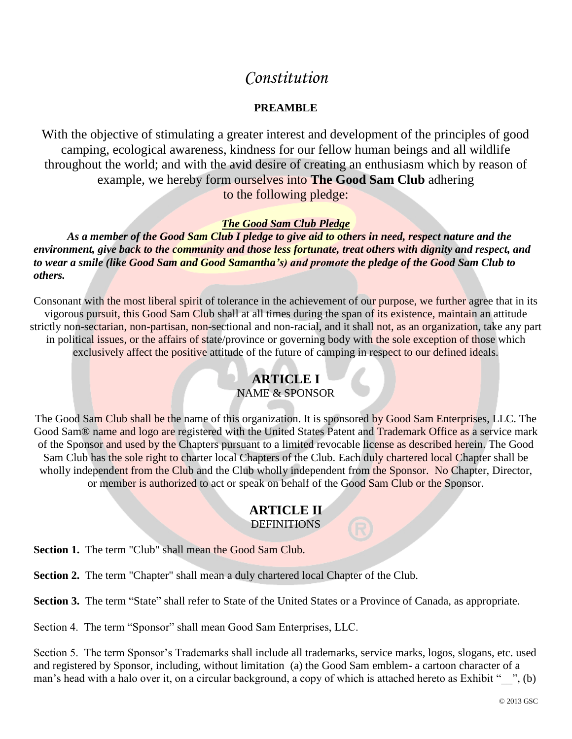# *Constitution*

**PREAMBLE**

With the objective of stimulating a greater interest and development of the principles of good camping, ecological awareness, kindness for our fellow human beings and all wildlife throughout the world; and with the avid desire of creating an enthusiasm which by reason of example, we hereby form ourselves into **The Good Sam Club** adhering to the following pledge:

***The Good Sam Club Pledge***

***As a member of the Good Sam Club I pledge to give aid to others in need, respect nature and the environment, give back to the community and those less fortunate, treat others with dignity and respect, and to wear a smile (like Good Sam and Good Samantha's) and promote the pledge of the Good Sam Club to others.***

Consonant with the most liberal spirit of tolerance in the achievement of our purpose, we further agree that in its vigorous pursuit, this Good Sam Club shall at all times during the span of its existence, maintain an attitude strictly non-sectarian, non-partisan, non-sectional and non-racial, and it shall not, as an organization, take any part in political issues, or the affairs of state/province or governing body with the sole exception of those which exclusively affect the positive attitude of the future of camping in respect to our defined ideals.

## ARTICLE I
NAME & SPONSOR

The Good Sam Club shall be the name of this organization. It is sponsored by Good Sam Enterprises, LLC. The Good Sam® name and logo are registered with the United States Patent and Trademark Office as a service mark of the Sponsor and used by the Chapters pursuant to a limited revocable license as described herein. The Good Sam Club has the sole right to charter local Chapters of the Club. Each duly chartered local Chapter shall be wholly independent from the Club and the Club wholly independent from the Sponsor. No Chapter, Director, or member is authorized to act or speak on behalf of the Good Sam Club or the Sponsor.

## ARTICLE II
DEFINITIONS

**Section 1.** The term "Club" shall mean the Good Sam Club.

**Section 2.** The term "Chapter" shall mean a duly chartered local Chapter of the Club.

**Section 3.** The term "State" shall refer to State of the United States or a Province of Canada, as appropriate.

Section 4. The term "Sponsor" shall mean Good Sam Enterprises, LLC.

Section 5. The term Sponsor's Trademarks shall include all trademarks, service marks, logos, slogans, etc. used and registered by Sponsor, including, without limitation (a) the Good Sam emblem- a cartoon character of a man's head with a halo over it, on a circular background, a copy of which is attached hereto as Exhibit "__", (b)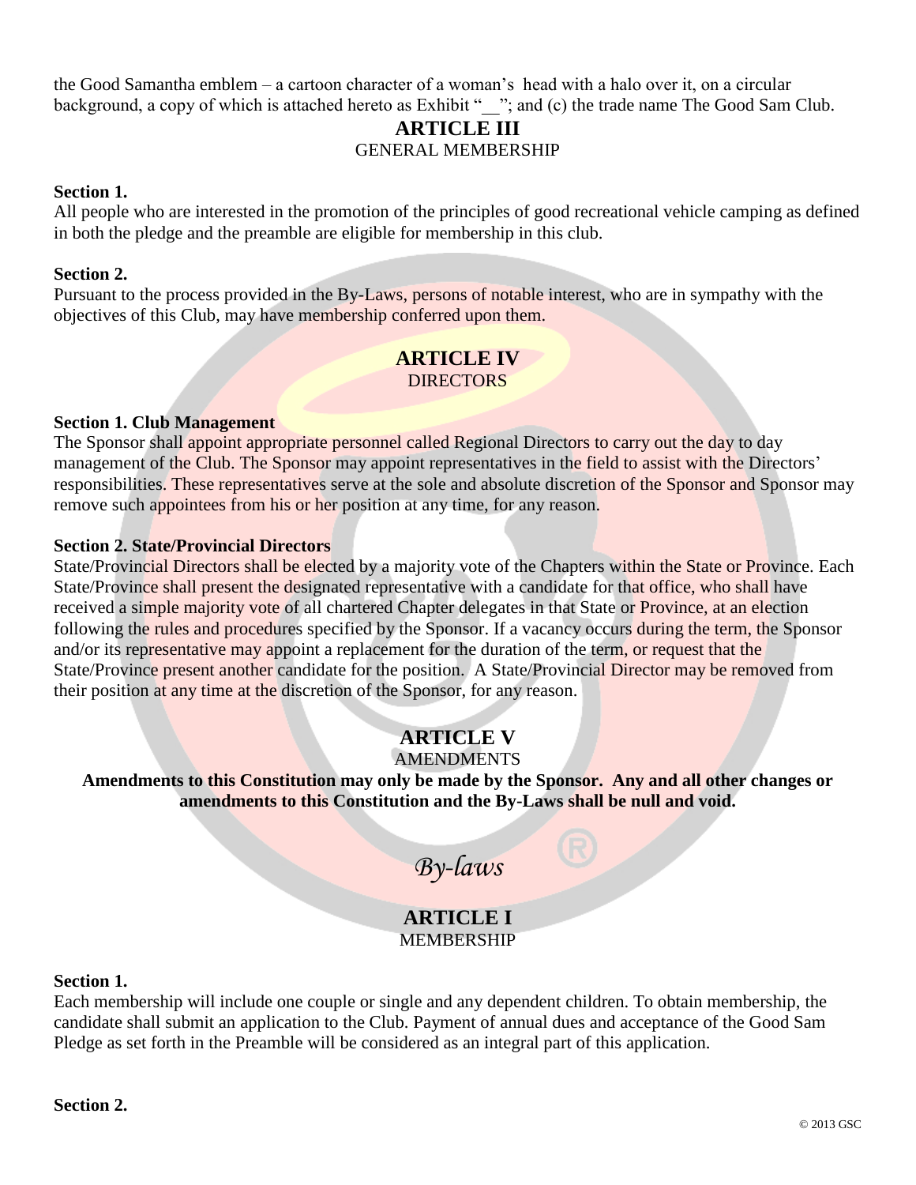the Good Samantha emblem – a cartoon character of a woman's head with a halo over it, on a circular background, a copy of which is attached hereto as Exhibit "__"; and (c) the trade name The Good Sam Club.

## ARTICLE III
GENERAL MEMBERSHIP

**Section 1.**
All people who are interested in the promotion of the principles of good recreational vehicle camping as defined in both the pledge and the preamble are eligible for membership in this club.

**Section 2.**
Pursuant to the process provided in the By-Laws, persons of notable interest, who are in sympathy with the objectives of this Club, may have membership conferred upon them.

## ARTICLE IV
DIRECTORS

**Section 1. Club Management**
The Sponsor shall appoint appropriate personnel called Regional Directors to carry out the day to day management of the Club. The Sponsor may appoint representatives in the field to assist with the Directors' responsibilities. These representatives serve at the sole and absolute discretion of the Sponsor and Sponsor may remove such appointees from his or her position at any time, for any reason.

**Section 2. State/Provincial Directors**
State/Provincial Directors shall be elected by a majority vote of the Chapters within the State or Province. Each State/Province shall present the designated representative with a candidate for that office, who shall have received a simple majority vote of all chartered Chapter delegates in that State or Province, at an election following the rules and procedures specified by the Sponsor. If a vacancy occurs during the term, the Sponsor and/or its representative may appoint a replacement for the duration of the term, or request that the State/Province present another candidate for the position. A State/Provincial Director may be removed from their position at any time at the discretion of the Sponsor, for any reason.

## ARTICLE V
AMENDMENTS

**Amendments to this Constitution may only be made by the Sponsor. Any and all other changes or amendments to this Constitution and the By-Laws shall be null and void.**

# *By-laws*

## ARTICLE I
MEMBERSHIP

**Section 1.**
Each membership will include one couple or single and any dependent children. To obtain membership, the candidate shall submit an application to the Club. Payment of annual dues and acceptance of the Good Sam Pledge as set forth in the Preamble will be considered as an integral part of this application.

**Section 2.**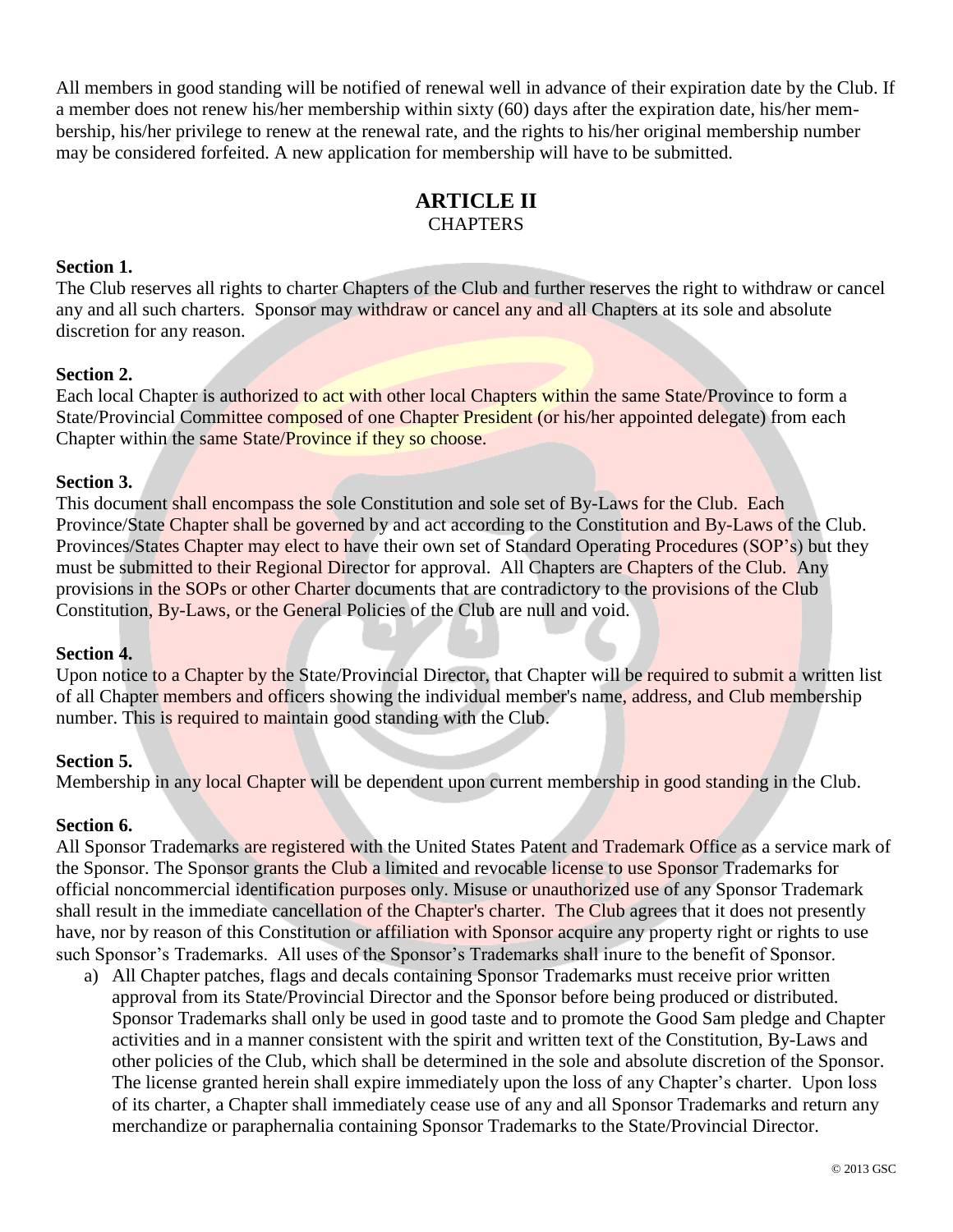All members in good standing will be notified of renewal well in advance of their expiration date by the Club. If a member does not renew his/her membership within sixty (60) days after the expiration date, his/her membership, his/her privilege to renew at the renewal rate, and the rights to his/her original membership number may be considered forfeited. A new application for membership will have to be submitted.

## ARTICLE II
### CHAPTERS

**Section 1.**
The Club reserves all rights to charter Chapters of the Club and further reserves the right to withdraw or cancel any and all such charters. Sponsor may withdraw or cancel any and all Chapters at its sole and absolute discretion for any reason.

**Section 2.**
Each local Chapter is authorized to act with other local Chapters within the same State/Province to form a State/Provincial Committee composed of one Chapter President (or his/her appointed delegate) from each Chapter within the same State/Province if they so choose.

**Section 3.**
This document shall encompass the sole Constitution and sole set of By-Laws for the Club. Each Province/State Chapter shall be governed by and act according to the Constitution and By-Laws of the Club. Provinces/States Chapter may elect to have their own set of Standard Operating Procedures (SOP's) but they must be submitted to their Regional Director for approval. All Chapters are Chapters of the Club. Any provisions in the SOPs or other Charter documents that are contradictory to the provisions of the Club Constitution, By-Laws, or the General Policies of the Club are null and void.

**Section 4.**
Upon notice to a Chapter by the State/Provincial Director, that Chapter will be required to submit a written list of all Chapter members and officers showing the individual member's name, address, and Club membership number. This is required to maintain good standing with the Club.

**Section 5.**
Membership in any local Chapter will be dependent upon current membership in good standing in the Club.

**Section 6.**
All Sponsor Trademarks are registered with the United States Patent and Trademark Office as a service mark of the Sponsor. The Sponsor grants the Club a limited and revocable license to use Sponsor Trademarks for official noncommercial identification purposes only. Misuse or unauthorized use of any Sponsor Trademark shall result in the immediate cancellation of the Chapter's charter. The Club agrees that it does not presently have, nor by reason of this Constitution or affiliation with Sponsor acquire any property right or rights to use such Sponsor's Trademarks. All uses of the Sponsor's Trademarks shall inure to the benefit of Sponsor.

a) All Chapter patches, flags and decals containing Sponsor Trademarks must receive prior written approval from its State/Provincial Director and the Sponsor before being produced or distributed. Sponsor Trademarks shall only be used in good taste and to promote the Good Sam pledge and Chapter activities and in a manner consistent with the spirit and written text of the Constitution, By-Laws and other policies of the Club, which shall be determined in the sole and absolute discretion of the Sponsor. The license granted herein shall expire immediately upon the loss of any Chapter's charter. Upon loss of its charter, a Chapter shall immediately cease use of any and all Sponsor Trademarks and return any merchandize or paraphernalia containing Sponsor Trademarks to the State/Provincial Director.

© 2013 GSC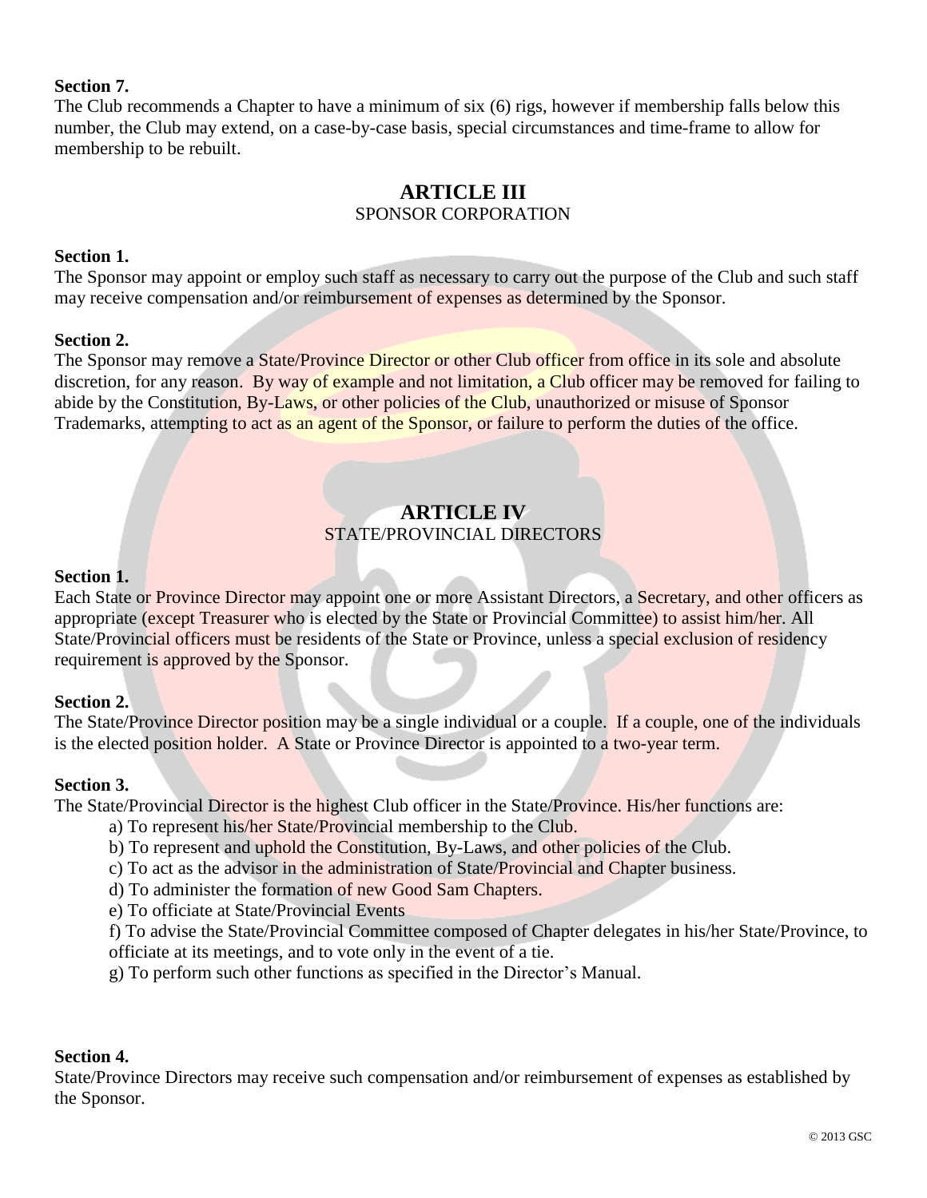**Section 7.**
The Club recommends a Chapter to have a minimum of six (6) rigs, however if membership falls below this number, the Club may extend, on a case-by-case basis, special circumstances and time-frame to allow for membership to be rebuilt.

## ARTICLE III
SPONSOR CORPORATION

**Section 1.**
The Sponsor may appoint or employ such staff as necessary to carry out the purpose of the Club and such staff may receive compensation and/or reimbursement of expenses as determined by the Sponsor.

**Section 2.**
The Sponsor may remove a State/Province Director or other Club officer from office in its sole and absolute discretion, for any reason. By way of example and not limitation, a Club officer may be removed for failing to abide by the Constitution, By-Laws, or other policies of the Club, unauthorized or misuse of Sponsor Trademarks, attempting to act as an agent of the Sponsor, or failure to perform the duties of the office.

## ARTICLE IV
STATE/PROVINCIAL DIRECTORS

**Section 1.**
Each State or Province Director may appoint one or more Assistant Directors, a Secretary, and other officers as appropriate (except Treasurer who is elected by the State or Provincial Committee) to assist him/her. All State/Provincial officers must be residents of the State or Province, unless a special exclusion of residency requirement is approved by the Sponsor.

**Section 2.**
The State/Province Director position may be a single individual or a couple. If a couple, one of the individuals is the elected position holder. A State or Province Director is appointed to a two-year term.

**Section 3.**
The State/Provincial Director is the highest Club officer in the State/Province. His/her functions are:

a) To represent his/her State/Provincial membership to the Club.
b) To represent and uphold the Constitution, By-Laws, and other policies of the Club.
c) To act as the advisor in the administration of State/Provincial and Chapter business.
d) To administer the formation of new Good Sam Chapters.
e) To officiate at State/Provincial Events
f) To advise the State/Provincial Committee composed of Chapter delegates in his/her State/Province, to officiate at its meetings, and to vote only in the event of a tie.
g) To perform such other functions as specified in the Director's Manual.

**Section 4.**
State/Province Directors may receive such compensation and/or reimbursement of expenses as established by the Sponsor.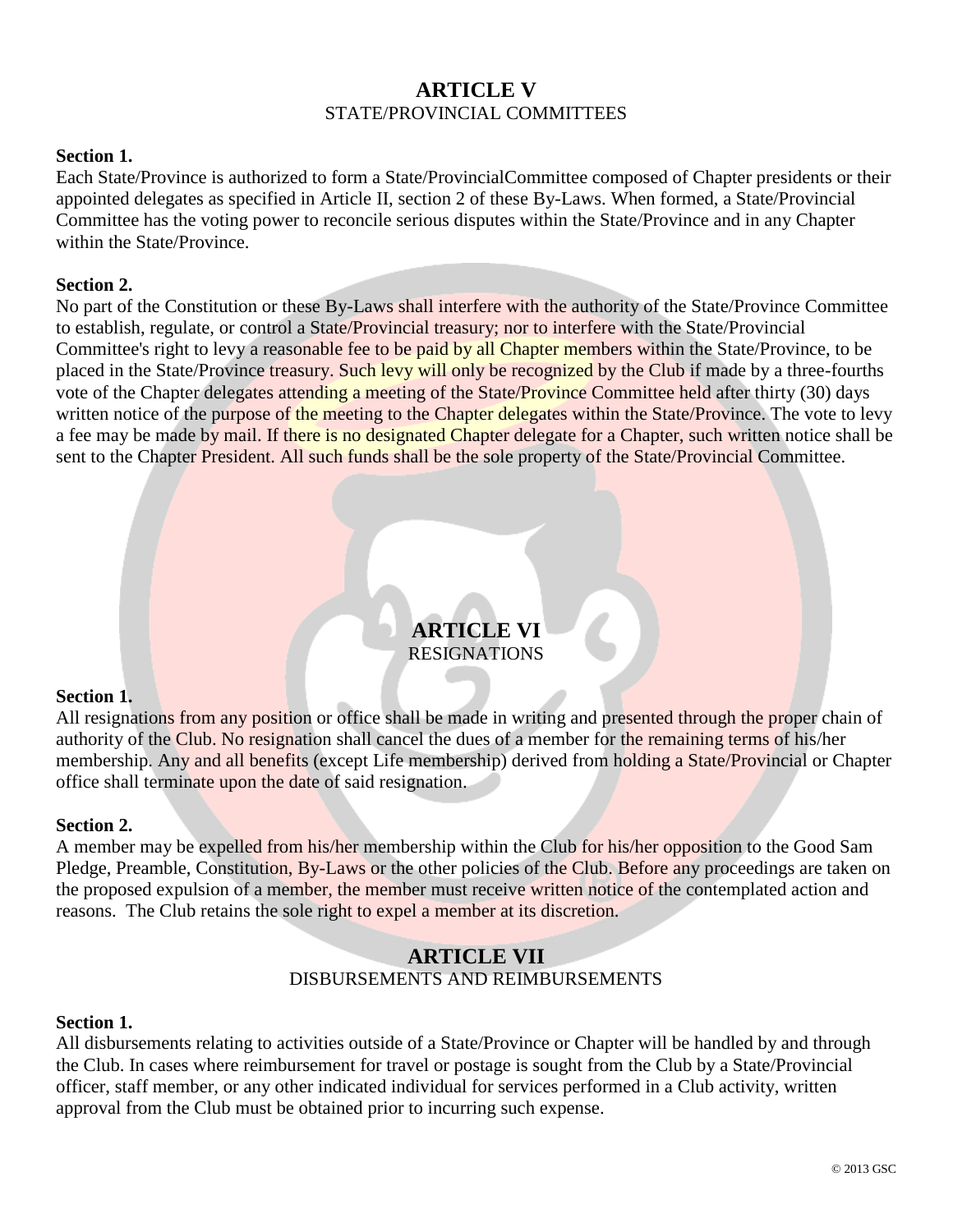# ARTICLE V
## STATE/PROVINCIAL COMMITTEES

**Section 1.**
Each State/Province is authorized to form a State/ProvincialCommittee composed of Chapter presidents or their appointed delegates as specified in Article II, section 2 of these By-Laws. When formed, a State/Provincial Committee has the voting power to reconcile serious disputes within the State/Province and in any Chapter within the State/Province.

**Section 2.**
No part of the Constitution or these By-Laws shall interfere with the authority of the State/Province Committee to establish, regulate, or control a State/Provincial treasury; nor to interfere with the State/Provincial Committee's right to levy a reasonable fee to be paid by all Chapter members within the State/Province, to be placed in the State/Province treasury. Such levy will only be recognized by the Club if made by a three-fourths vote of the Chapter delegates attending a meeting of the State/Province Committee held after thirty (30) days written notice of the purpose of the meeting to the Chapter delegates within the State/Province. The vote to levy a fee may be made by mail. If there is no designated Chapter delegate for a Chapter, such written notice shall be sent to the Chapter President. All such funds shall be the sole property of the State/Provincial Committee.

# ARTICLE VI
## RESIGNATIONS

**Section 1.**
All resignations from any position or office shall be made in writing and presented through the proper chain of authority of the Club. No resignation shall cancel the dues of a member for the remaining terms of his/her membership. Any and all benefits (except Life membership) derived from holding a State/Provincial or Chapter office shall terminate upon the date of said resignation.

**Section 2.**
A member may be expelled from his/her membership within the Club for his/her opposition to the Good Sam Pledge, Preamble, Constitution, By-Laws or the other policies of the Club. Before any proceedings are taken on the proposed expulsion of a member, the member must receive written notice of the contemplated action and reasons. The Club retains the sole right to expel a member at its discretion.

# ARTICLE VII
## DISBURSEMENTS AND REIMBURSEMENTS

**Section 1.**
All disbursements relating to activities outside of a State/Province or Chapter will be handled by and through the Club. In cases where reimbursement for travel or postage is sought from the Club by a State/Provincial officer, staff member, or any other indicated individual for services performed in a Club activity, written approval from the Club must be obtained prior to incurring such expense.

© 2013 GSC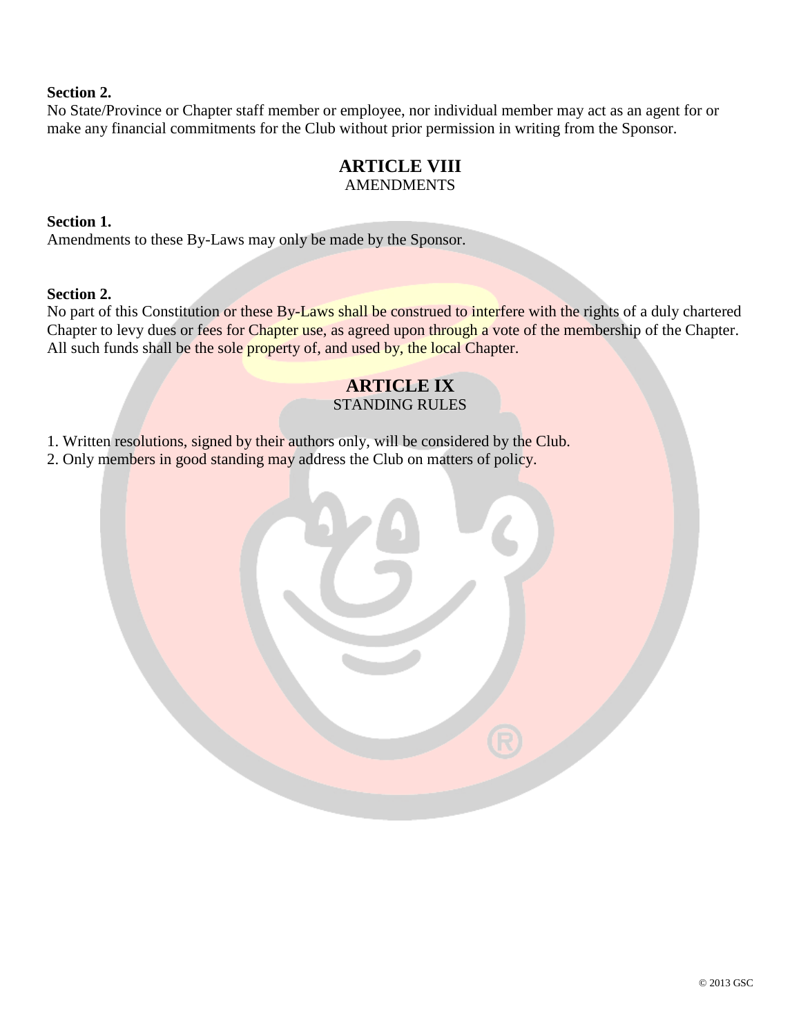**Section 2.**
No State/Province or Chapter staff member or employee, nor individual member may act as an agent for or make any financial commitments for the Club without prior permission in writing from the Sponsor.

## ARTICLE VIII
AMENDMENTS

**Section 1.**
Amendments to these By-Laws may only be made by the Sponsor.

**Section 2.**
No part of this Constitution or these By-Laws shall be construed to interfere with the rights of a duly chartered Chapter to levy dues or fees for Chapter use, as agreed upon through a vote of the membership of the Chapter. All such funds shall be the sole property of, and used by, the local Chapter.

## ARTICLE IX
STANDING RULES

1. Written resolutions, signed by their authors only, will be considered by the Club.
2. Only members in good standing may address the Club on matters of policy.

© 2013 GSC